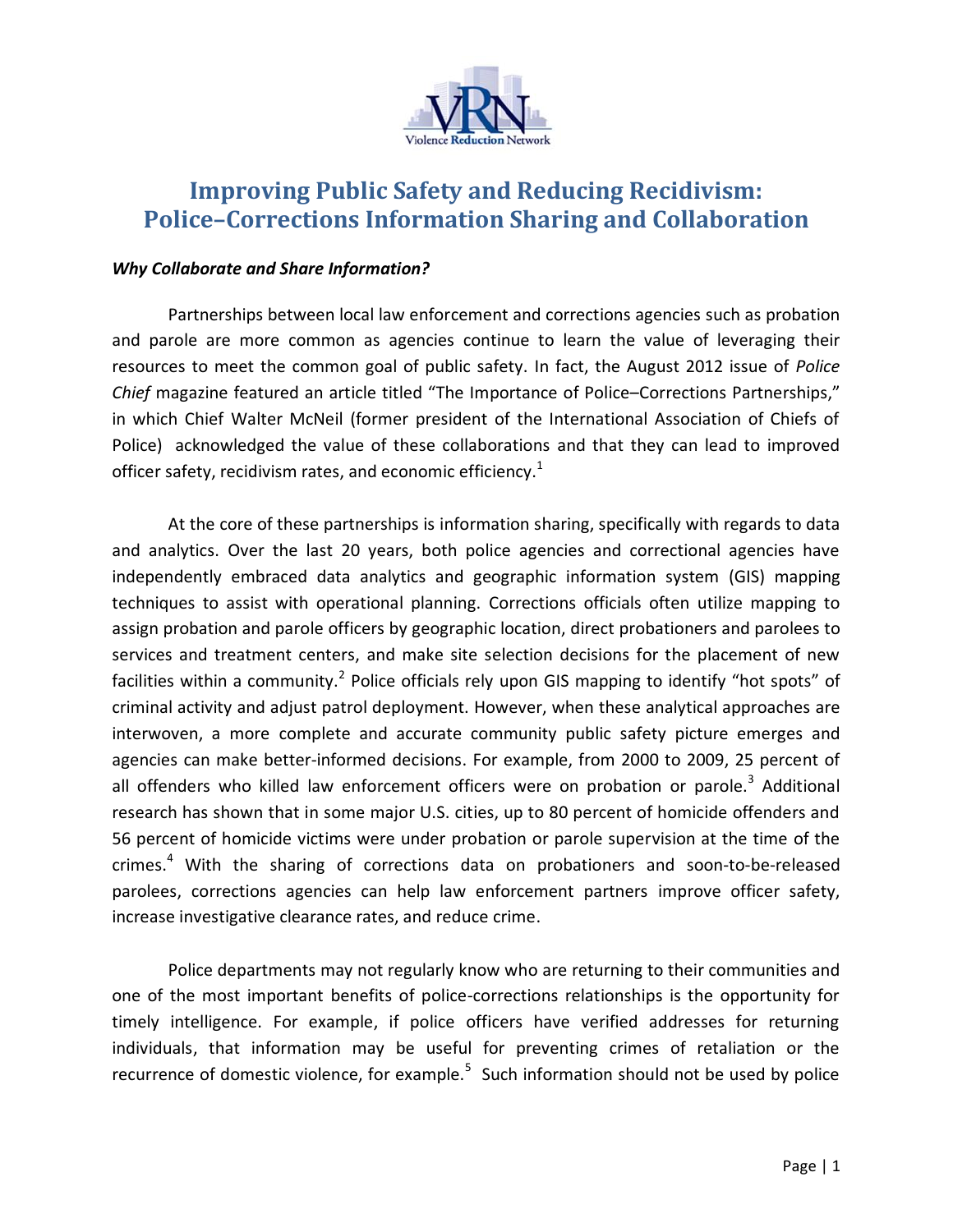# Improving Public Safety and Reducing Recidivism: Police–Corrections Information Sharing and Collaboration

### *Why Collaborate and Share Information?*

Partnerships between local law enforcement and corrections agencies such as probation and parole are more common as agencies continue to learn the value of leveraging their resources to meet the common goal of public safety. In fact, the August 2012 issue of *Police Chief* magazine featured an article titled "The Importance of Police–Corrections Partnerships," in which Chief Walter McNeil (former president of the International Association of Chiefs of Police) acknowledged the value of these collaborations and that they can lead to improved officer safety, recidivism rates, and economic efficiency.[1]

At the core of these partnerships is information sharing, specifically with regards to data and analytics. Over the last 20 years, both police agencies and correctional agencies have independently embraced data analytics and geographic information system (GIS) mapping techniques to assist with operational planning. Corrections officials often utilize mapping to assign probation and parole officers by geographic location, direct probationers and parolees to services and treatment centers, and make site selection decisions for the placement of new facilities within a community.[2] Police officials rely upon GIS mapping to identify "hot spots" of criminal activity and adjust patrol deployment. However, when these analytical approaches are interwoven, a more complete and accurate community public safety picture emerges and agencies can make better-informed decisions. For example, from 2000 to 2009, 25 percent of all offenders who killed law enforcement officers were on probation or parole.[3] Additional research has shown that in some major U.S. cities, up to 80 percent of homicide offenders and 56 percent of homicide victims were under probation or parole supervision at the time of the crimes.[4] With the sharing of corrections data on probationers and soon-to-be-released parolees, corrections agencies can help law enforcement partners improve officer safety, increase investigative clearance rates, and reduce crime.

Police departments may not regularly know who are returning to their communities and one of the most important benefits of police-corrections relationships is the opportunity for timely intelligence. For example, if police officers have verified addresses for returning individuals, that information may be useful for preventing crimes of retaliation or the recurrence of domestic violence, for example.[5] Such information should not be used by police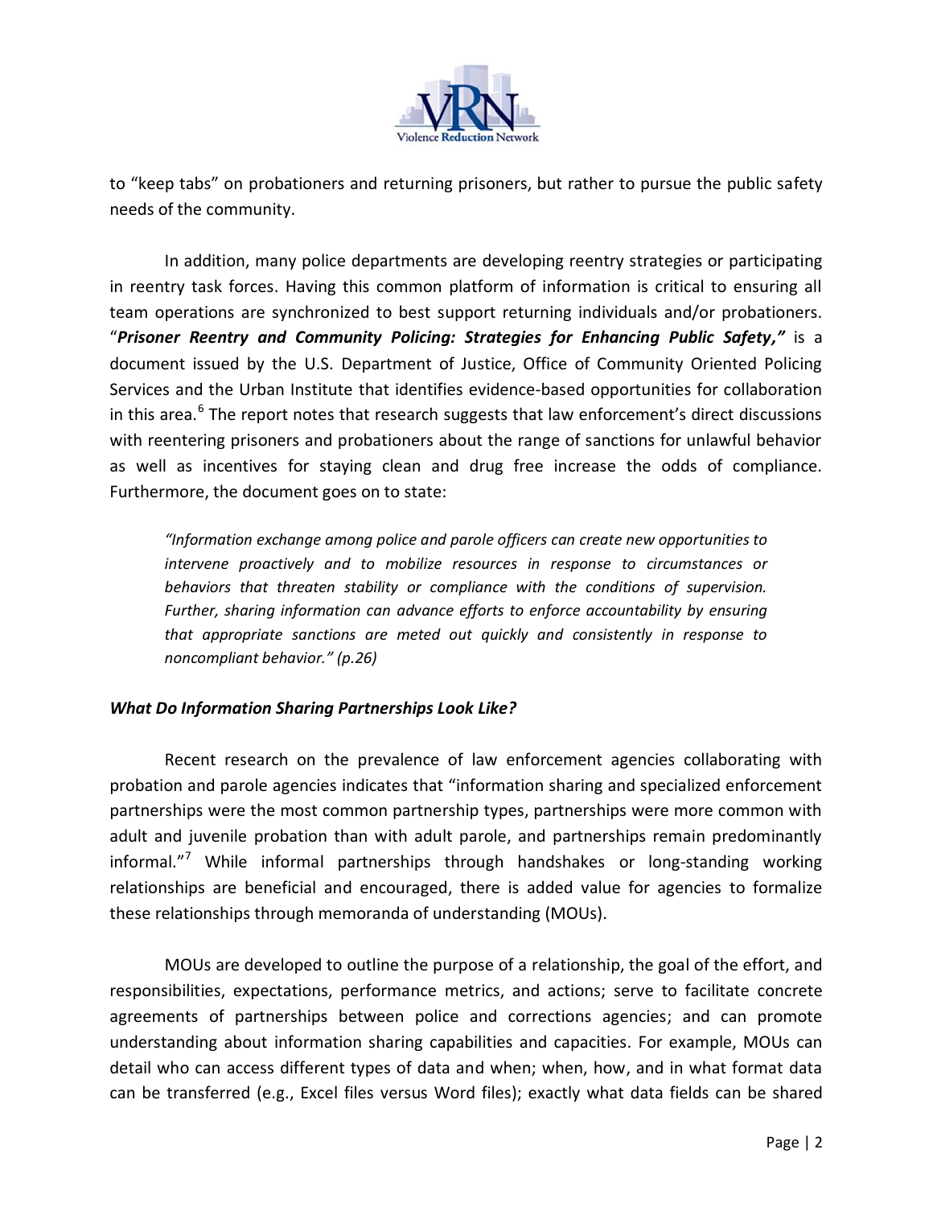to "keep tabs" on probationers and returning prisoners, but rather to pursue the public safety needs of the community.

In addition, many police departments are developing reentry strategies or participating in reentry task forces. Having this common platform of information is critical to ensuring all team operations are synchronized to best support returning individuals and/or probationers. "***Prisoner Reentry and Community Policing: Strategies for Enhancing Public Safety,"*** is a document issued by the U.S. Department of Justice, Office of Community Oriented Policing Services and the Urban Institute that identifies evidence-based opportunities for collaboration in this area.[6] The report notes that research suggests that law enforcement's direct discussions with reentering prisoners and probationers about the range of sanctions for unlawful behavior as well as incentives for staying clean and drug free increase the odds of compliance. Furthermore, the document goes on to state:

> *"Information exchange among police and parole officers can create new opportunities to intervene proactively and to mobilize resources in response to circumstances or behaviors that threaten stability or compliance with the conditions of supervision. Further, sharing information can advance efforts to enforce accountability by ensuring that appropriate sanctions are meted out quickly and consistently in response to noncompliant behavior." (p.26)*

### *What Do Information Sharing Partnerships Look Like?*

Recent research on the prevalence of law enforcement agencies collaborating with probation and parole agencies indicates that "information sharing and specialized enforcement partnerships were the most common partnership types, partnerships were more common with adult and juvenile probation than with adult parole, and partnerships remain predominantly informal."[7] While informal partnerships through handshakes or long-standing working relationships are beneficial and encouraged, there is added value for agencies to formalize these relationships through memoranda of understanding (MOUs).

MOUs are developed to outline the purpose of a relationship, the goal of the effort, and responsibilities, expectations, performance metrics, and actions; serve to facilitate concrete agreements of partnerships between police and corrections agencies; and can promote understanding about information sharing capabilities and capacities. For example, MOUs can detail who can access different types of data and when; when, how, and in what format data can be transferred (e.g., Excel files versus Word files); exactly what data fields can be shared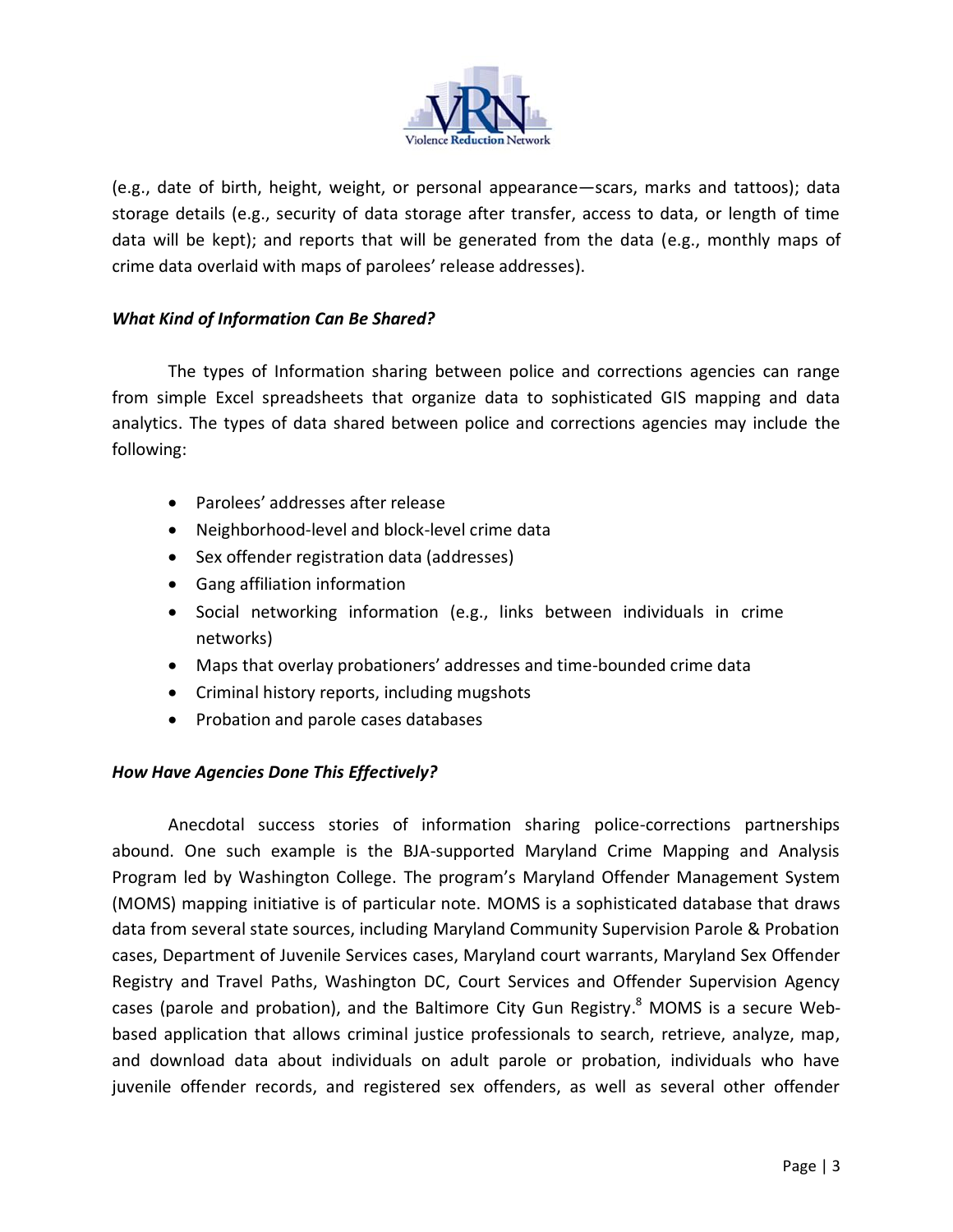(e.g., date of birth, height, weight, or personal appearance—scars, marks and tattoos); data storage details (e.g., security of data storage after transfer, access to data, or length of time data will be kept); and reports that will be generated from the data (e.g., monthly maps of crime data overlaid with maps of parolees' release addresses).

***What Kind of Information Can Be Shared?***

The types of Information sharing between police and corrections agencies can range from simple Excel spreadsheets that organize data to sophisticated GIS mapping and data analytics. The types of data shared between police and corrections agencies may include the following:

- Parolees' addresses after release
- Neighborhood-level and block-level crime data
- Sex offender registration data (addresses)
- Gang affiliation information
- Social networking information (e.g., links between individuals in crime networks)
- Maps that overlay probationers' addresses and time-bounded crime data
- Criminal history reports, including mugshots
- Probation and parole cases databases

***How Have Agencies Done This Effectively?***

Anecdotal success stories of information sharing police-corrections partnerships abound. One such example is the BJA-supported Maryland Crime Mapping and Analysis Program led by Washington College. The program's Maryland Offender Management System (MOMS) mapping initiative is of particular note. MOMS is a sophisticated database that draws data from several state sources, including Maryland Community Supervision Parole & Probation cases, Department of Juvenile Services cases, Maryland court warrants, Maryland Sex Offender Registry and Travel Paths, Washington DC, Court Services and Offender Supervision Agency cases (parole and probation), and the Baltimore City Gun Registry.[8] MOMS is a secure Web-based application that allows criminal justice professionals to search, retrieve, analyze, map, and download data about individuals on adult parole or probation, individuals who have juvenile offender records, and registered sex offenders, as well as several other offender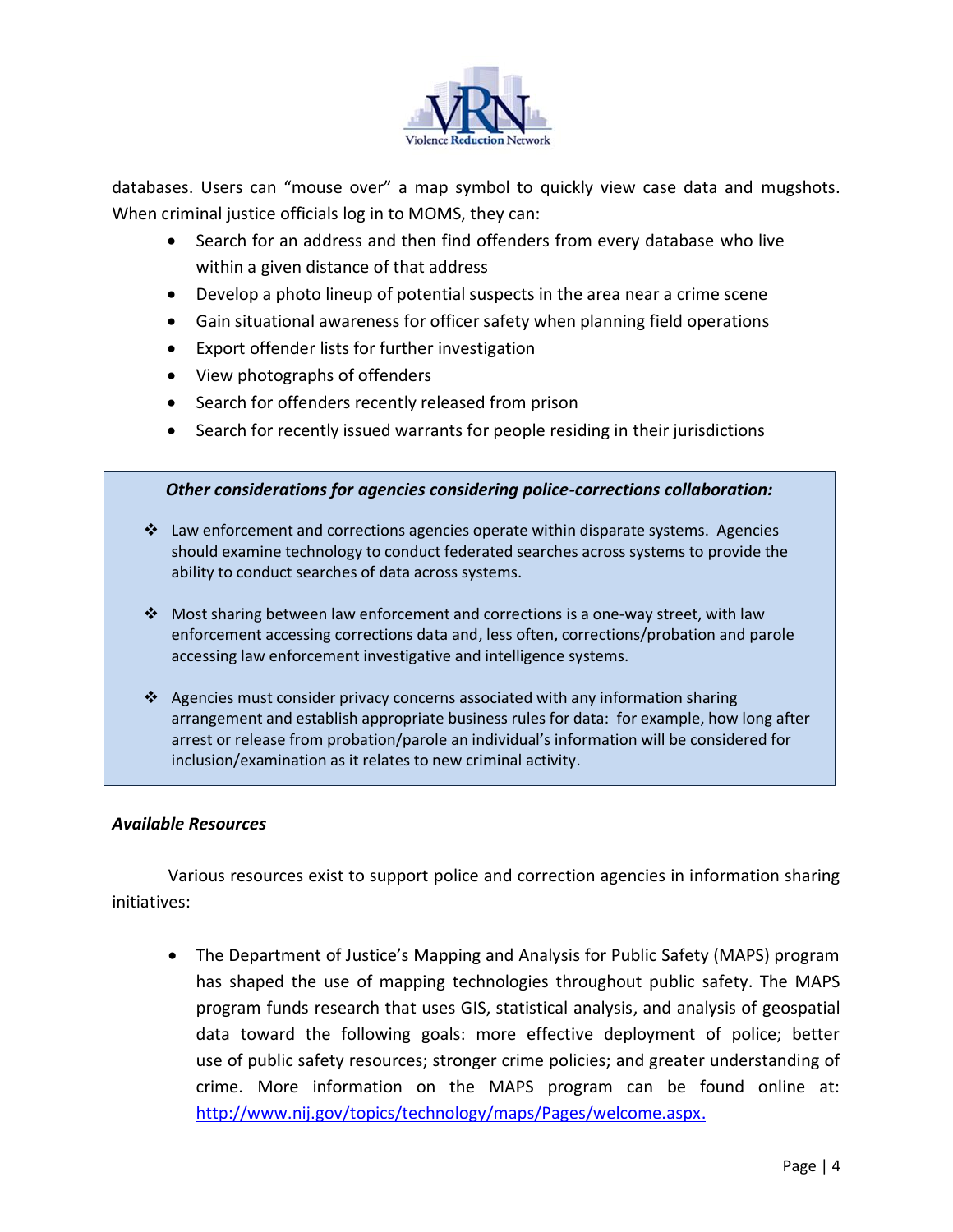databases. Users can "mouse over" a map symbol to quickly view case data and mugshots. When criminal justice officials log in to MOMS, they can:

- Search for an address and then find offenders from every database who live within a given distance of that address
- Develop a photo lineup of potential suspects in the area near a crime scene
- Gain situational awareness for officer safety when planning field operations
- Export offender lists for further investigation
- View photographs of offenders
- Search for offenders recently released from prison
- Search for recently issued warrants for people residing in their jurisdictions

***Other considerations for agencies considering police-corrections collaboration:***

- Law enforcement and corrections agencies operate within disparate systems. Agencies should examine technology to conduct federated searches across systems to provide the ability to conduct searches of data across systems.
- Most sharing between law enforcement and corrections is a one-way street, with law enforcement accessing corrections data and, less often, corrections/probation and parole accessing law enforcement investigative and intelligence systems.
- Agencies must consider privacy concerns associated with any information sharing arrangement and establish appropriate business rules for data: for example, how long after arrest or release from probation/parole an individual's information will be considered for inclusion/examination as it relates to new criminal activity.

***Available Resources***

Various resources exist to support police and correction agencies in information sharing initiatives:

- The Department of Justice's Mapping and Analysis for Public Safety (MAPS) program has shaped the use of mapping technologies throughout public safety. The MAPS program funds research that uses GIS, statistical analysis, and analysis of geospatial data toward the following goals: more effective deployment of police; better use of public safety resources; stronger crime policies; and greater understanding of crime. More information on the MAPS program can be found online at: http://www.nij.gov/topics/technology/maps/Pages/welcome.aspx.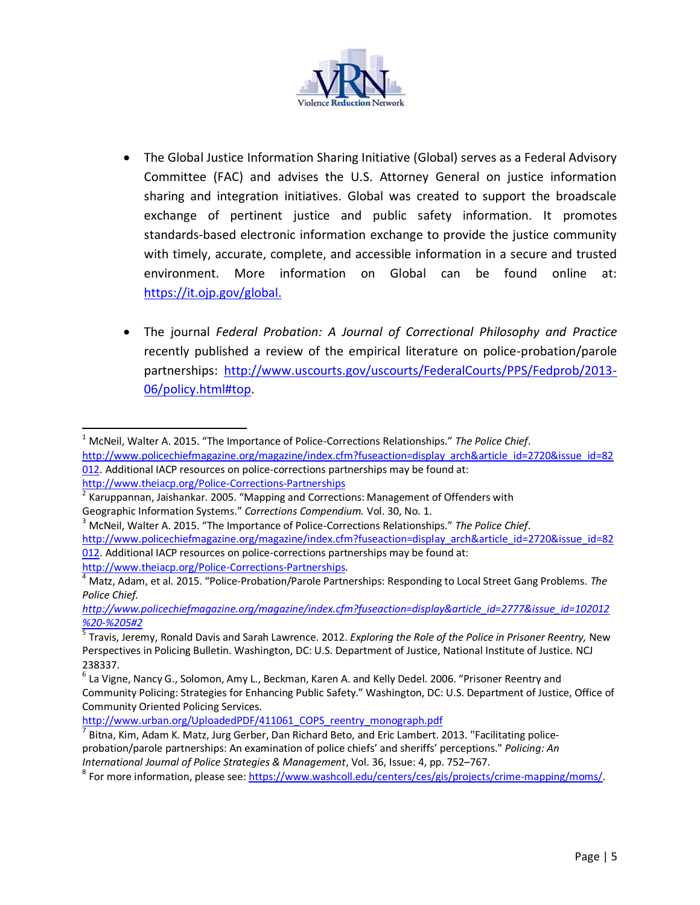- The Global Justice Information Sharing Initiative (Global) serves as a Federal Advisory Committee (FAC) and advises the U.S. Attorney General on justice information sharing and integration initiatives. Global was created to support the broadscale exchange of pertinent justice and public safety information. It promotes standards-based electronic information exchange to provide the justice community with timely, accurate, complete, and accessible information in a secure and trusted environment. More information on Global can be found online at: https://it.ojp.gov/global.

- The journal *Federal Probation: A Journal of Correctional Philosophy and Practice* recently published a review of the empirical literature on police-probation/parole partnerships: http://www.uscourts.gov/uscourts/FederalCourts/PPS/Fedprob/2013-06/policy.html#top.

---

[1] McNeil, Walter A. 2015. "The Importance of Police-Corrections Relationships." *The Police Chief*. http://www.policechiefmagazine.org/magazine/index.cfm?fuseaction=display_arch&article_id=2720&issue_id=82012. Additional IACP resources on police-corrections partnerships may be found at: http://www.theiacp.org/Police-Corrections-Partnerships

[2] Karuppannan, Jaishankar. 2005. "Mapping and Corrections: Management of Offenders with Geographic Information Systems." *Corrections Compendium.* Vol. 30, No. 1.

[3] McNeil, Walter A. 2015. "The Importance of Police-Corrections Relationships." *The Police Chief*. http://www.policechiefmagazine.org/magazine/index.cfm?fuseaction=display_arch&article_id=2720&issue_id=82012. Additional IACP resources on police-corrections partnerships may be found at: http://www.theiacp.org/Police-Corrections-Partnerships.

[4] Matz, Adam, et al. 2015. "Police-Probation/Parole Partnerships: Responding to Local Street Gang Problems. *The Police Chief.* *http://www.policechiefmagazine.org/magazine/index.cfm?fuseaction=display&article_id=2777&issue_id=102012%20-%205#2*

[5] Travis, Jeremy, Ronald Davis and Sarah Lawrence. 2012. *Exploring the Role of the Police in Prisoner Reentry,* New Perspectives in Policing Bulletin. Washington, DC: U.S. Department of Justice, National Institute of Justice. NCJ 238337.

[6] La Vigne, Nancy G., Solomon, Amy L., Beckman, Karen A. and Kelly Dedel. 2006. "Prisoner Reentry and Community Policing: Strategies for Enhancing Public Safety." Washington, DC: U.S. Department of Justice, Office of Community Oriented Policing Services. http://www.urban.org/UploadedPDF/411061_COPS_reentry_monograph.pdf

[7] Bitna, Kim, Adam K. Matz, Jurg Gerber, Dan Richard Beto, and Eric Lambert. 2013. "Facilitating police-probation/parole partnerships: An examination of police chiefs' and sheriffs' perceptions." *Policing: An International Journal of Police Strategies & Management*, Vol. 36, Issue: 4, pp. 752–767.

[8] For more information, please see: https://www.washcoll.edu/centers/ces/gis/projects/crime-mapping/moms/.